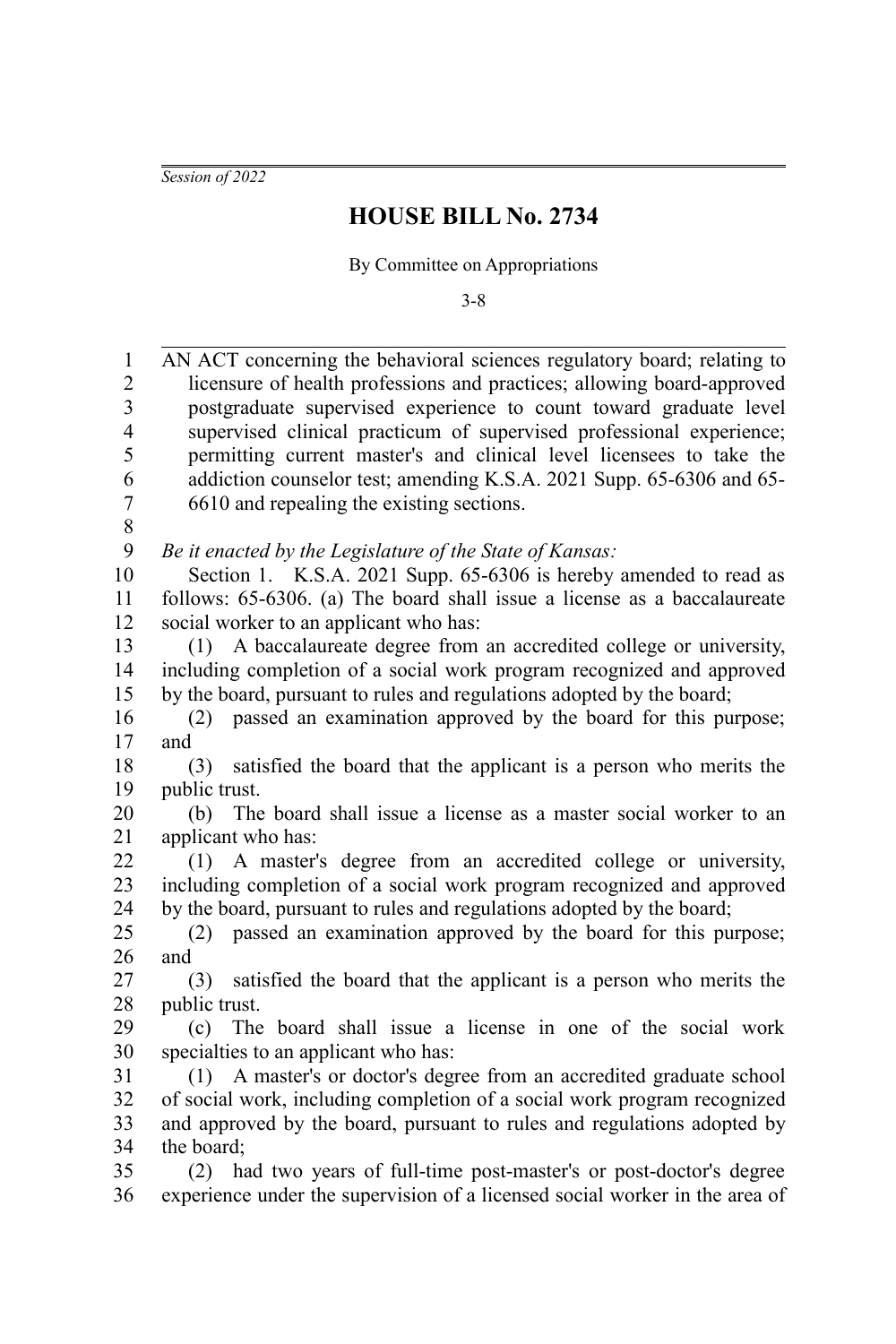*Session of 2022*

# HOUSE BILL No. 2734

By Committee on Appropriations

3-8

AN ACT concerning the behavioral sciences regulatory board; relating to licensure of health professions and practices; allowing board-approved postgraduate supervised experience to count toward graduate level supervised clinical practicum of supervised professional experience; permitting current master's and clinical level licensees to take the addiction counselor test; amending K.S.A. 2021 Supp. 65-6306 and 65-6610 and repealing the existing sections.

*Be it enacted by the Legislature of the State of Kansas:*

Section 1. K.S.A. 2021 Supp. 65-6306 is hereby amended to read as follows: 65-6306. (a) The board shall issue a license as a baccalaureate social worker to an applicant who has:

(1) A baccalaureate degree from an accredited college or university, including completion of a social work program recognized and approved by the board, pursuant to rules and regulations adopted by the board;

(2) passed an examination approved by the board for this purpose; and

(3) satisfied the board that the applicant is a person who merits the public trust.

(b) The board shall issue a license as a master social worker to an applicant who has:

(1) A master's degree from an accredited college or university, including completion of a social work program recognized and approved by the board, pursuant to rules and regulations adopted by the board;

(2) passed an examination approved by the board for this purpose; and

(3) satisfied the board that the applicant is a person who merits the public trust.

(c) The board shall issue a license in one of the social work specialties to an applicant who has:

(1) A master's or doctor's degree from an accredited graduate school of social work, including completion of a social work program recognized and approved by the board, pursuant to rules and regulations adopted by the board;

(2) had two years of full-time post-master's or post-doctor's degree experience under the supervision of a licensed social worker in the area of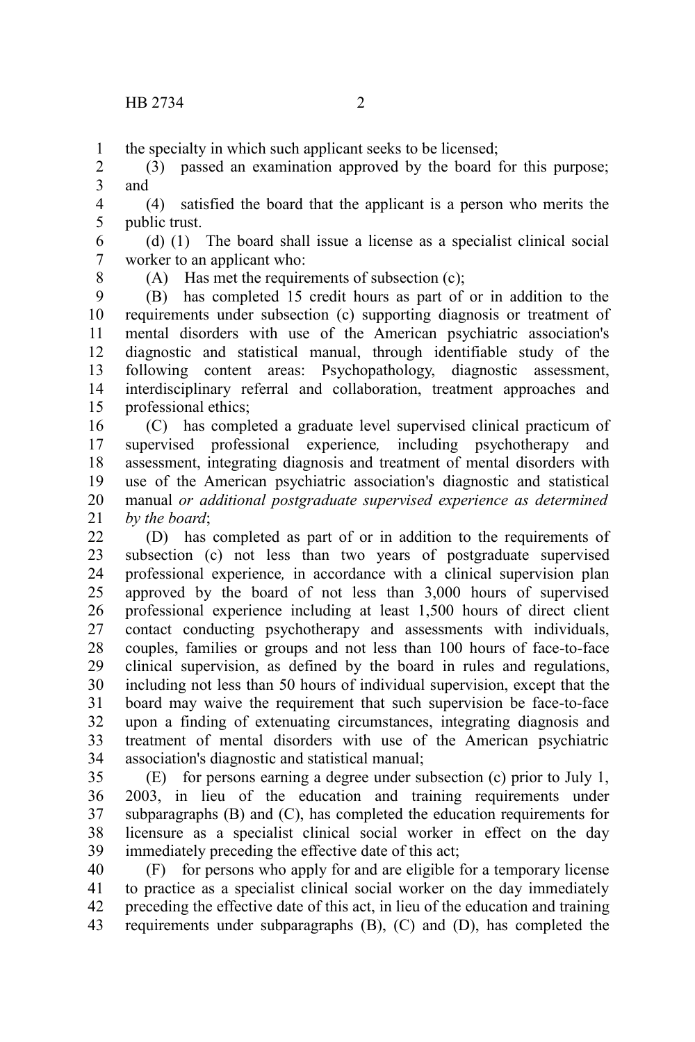the specialty in which such applicant seeks to be licensed;

(3) passed an examination approved by the board for this purpose; and

(4) satisfied the board that the applicant is a person who merits the public trust.

(d) (1) The board shall issue a license as a specialist clinical social worker to an applicant who:

(A) Has met the requirements of subsection (c);

(B) has completed 15 credit hours as part of or in addition to the requirements under subsection (c) supporting diagnosis or treatment of mental disorders with use of the American psychiatric association's diagnostic and statistical manual, through identifiable study of the following content areas: Psychopathology, diagnostic assessment, interdisciplinary referral and collaboration, treatment approaches and professional ethics;

(C) has completed a graduate level supervised clinical practicum of supervised professional experience, including psychotherapy and assessment, integrating diagnosis and treatment of mental disorders with use of the American psychiatric association's diagnostic and statistical manual *or additional postgraduate supervised experience as determined by the board*;

(D) has completed as part of or in addition to the requirements of subsection (c) not less than two years of postgraduate supervised professional experience, in accordance with a clinical supervision plan approved by the board of not less than 3,000 hours of supervised professional experience including at least 1,500 hours of direct client contact conducting psychotherapy and assessments with individuals, couples, families or groups and not less than 100 hours of face-to-face clinical supervision, as defined by the board in rules and regulations, including not less than 50 hours of individual supervision, except that the board may waive the requirement that such supervision be face-to-face upon a finding of extenuating circumstances, integrating diagnosis and treatment of mental disorders with use of the American psychiatric association's diagnostic and statistical manual;

(E) for persons earning a degree under subsection (c) prior to July 1, 2003, in lieu of the education and training requirements under subparagraphs (B) and (C), has completed the education requirements for licensure as a specialist clinical social worker in effect on the day immediately preceding the effective date of this act;

(F) for persons who apply for and are eligible for a temporary license to practice as a specialist clinical social worker on the day immediately preceding the effective date of this act, in lieu of the education and training requirements under subparagraphs (B), (C) and (D), has completed the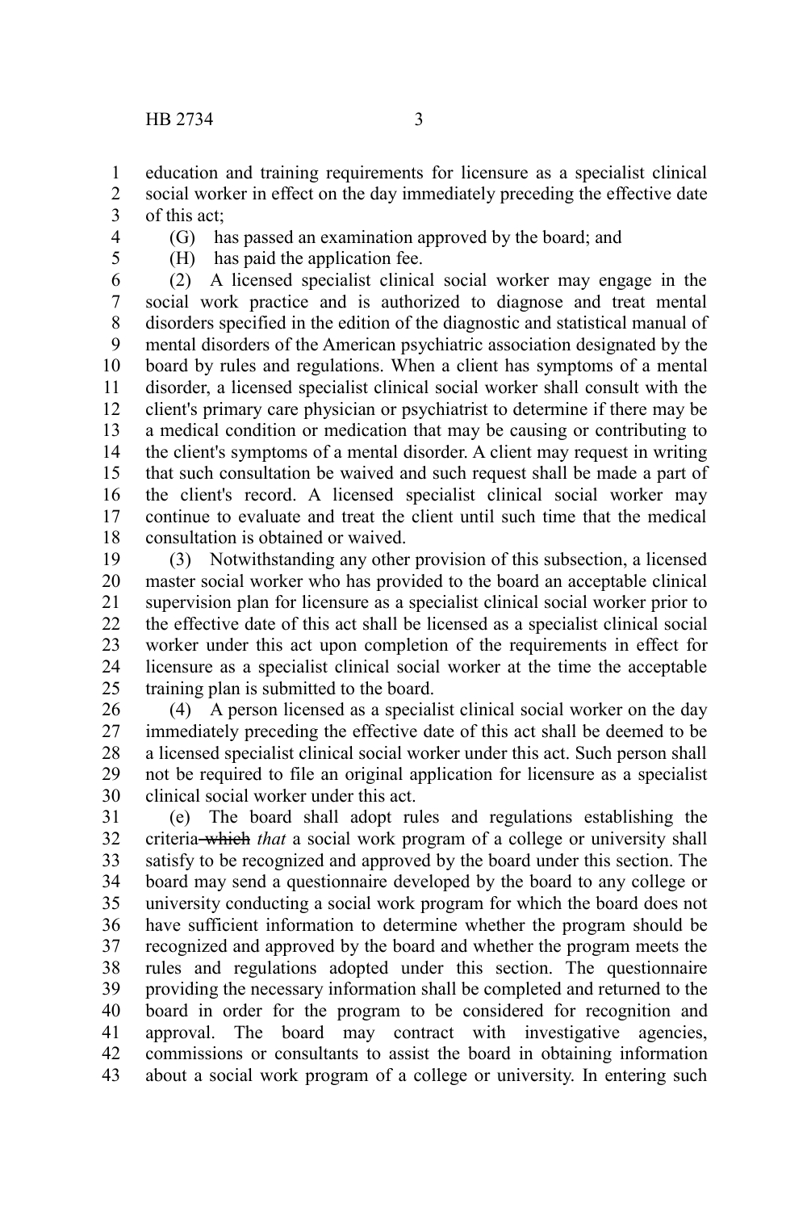education and training requirements for licensure as a specialist clinical social worker in effect on the day immediately preceding the effective date of this act;

(G) has passed an examination approved by the board; and

(H) has paid the application fee.

(2) A licensed specialist clinical social worker may engage in the social work practice and is authorized to diagnose and treat mental disorders specified in the edition of the diagnostic and statistical manual of mental disorders of the American psychiatric association designated by the board by rules and regulations. When a client has symptoms of a mental disorder, a licensed specialist clinical social worker shall consult with the client's primary care physician or psychiatrist to determine if there may be a medical condition or medication that may be causing or contributing to the client's symptoms of a mental disorder. A client may request in writing that such consultation be waived and such request shall be made a part of the client's record. A licensed specialist clinical social worker may continue to evaluate and treat the client until such time that the medical consultation is obtained or waived.

(3) Notwithstanding any other provision of this subsection, a licensed master social worker who has provided to the board an acceptable clinical supervision plan for licensure as a specialist clinical social worker prior to the effective date of this act shall be licensed as a specialist clinical social worker under this act upon completion of the requirements in effect for licensure as a specialist clinical social worker at the time the acceptable training plan is submitted to the board.

(4) A person licensed as a specialist clinical social worker on the day immediately preceding the effective date of this act shall be deemed to be a licensed specialist clinical social worker under this act. Such person shall not be required to file an original application for licensure as a specialist clinical social worker under this act.

(e) The board shall adopt rules and regulations establishing the criteria ~~which~~ *that* a social work program of a college or university shall satisfy to be recognized and approved by the board under this section. The board may send a questionnaire developed by the board to any college or university conducting a social work program for which the board does not have sufficient information to determine whether the program should be recognized and approved by the board and whether the program meets the rules and regulations adopted under this section. The questionnaire providing the necessary information shall be completed and returned to the board in order for the program to be considered for recognition and approval. The board may contract with investigative agencies, commissions or consultants to assist the board in obtaining information about a social work program of a college or university. In entering such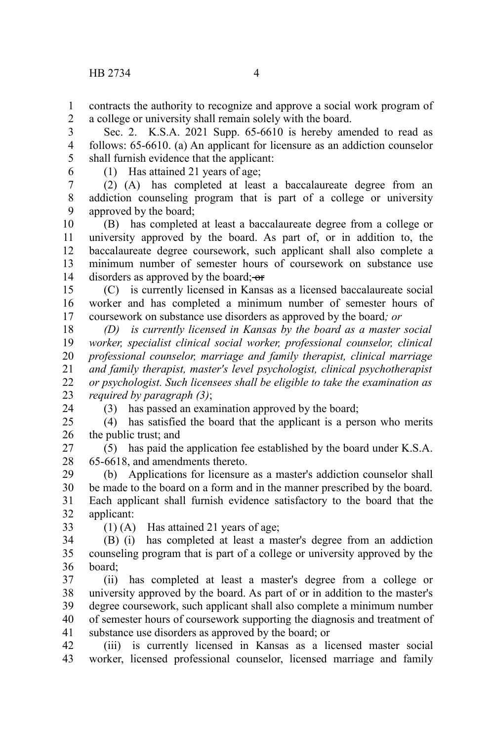contracts the authority to recognize and approve a social work program of a college or university shall remain solely with the board.

Sec. 2. K.S.A. 2021 Supp. 65-6610 is hereby amended to read as follows: 65-6610. (a) An applicant for licensure as an addiction counselor shall furnish evidence that the applicant:

(1) Has attained 21 years of age;

(2) (A) has completed at least a baccalaureate degree from an addiction counseling program that is part of a college or university approved by the board;

(B) has completed at least a baccalaureate degree from a college or university approved by the board. As part of, or in addition to, the baccalaureate degree coursework, such applicant shall also complete a minimum number of semester hours of coursework on substance use disorders as approved by the board; ~~or~~

(C) is currently licensed in Kansas as a licensed baccalaureate social worker and has completed a minimum number of semester hours of coursework on substance use disorders as approved by the board*; or*

*(D) is currently licensed in Kansas by the board as a master social worker, specialist clinical social worker, professional counselor, clinical professional counselor, marriage and family therapist, clinical marriage and family therapist, master's level psychologist, clinical psychotherapist or psychologist. Such licensees shall be eligible to take the examination as required by paragraph (3)*;

(3) has passed an examination approved by the board;

(4) has satisfied the board that the applicant is a person who merits the public trust; and

(5) has paid the application fee established by the board under K.S.A. 65-6618, and amendments thereto.

(b) Applications for licensure as a master's addiction counselor shall be made to the board on a form and in the manner prescribed by the board. Each applicant shall furnish evidence satisfactory to the board that the applicant:

(1) (A) Has attained 21 years of age;

(B) (i) has completed at least a master's degree from an addiction counseling program that is part of a college or university approved by the board;

(ii) has completed at least a master's degree from a college or university approved by the board. As part of or in addition to the master's degree coursework, such applicant shall also complete a minimum number of semester hours of coursework supporting the diagnosis and treatment of substance use disorders as approved by the board; or

(iii) is currently licensed in Kansas as a licensed master social worker, licensed professional counselor, licensed marriage and family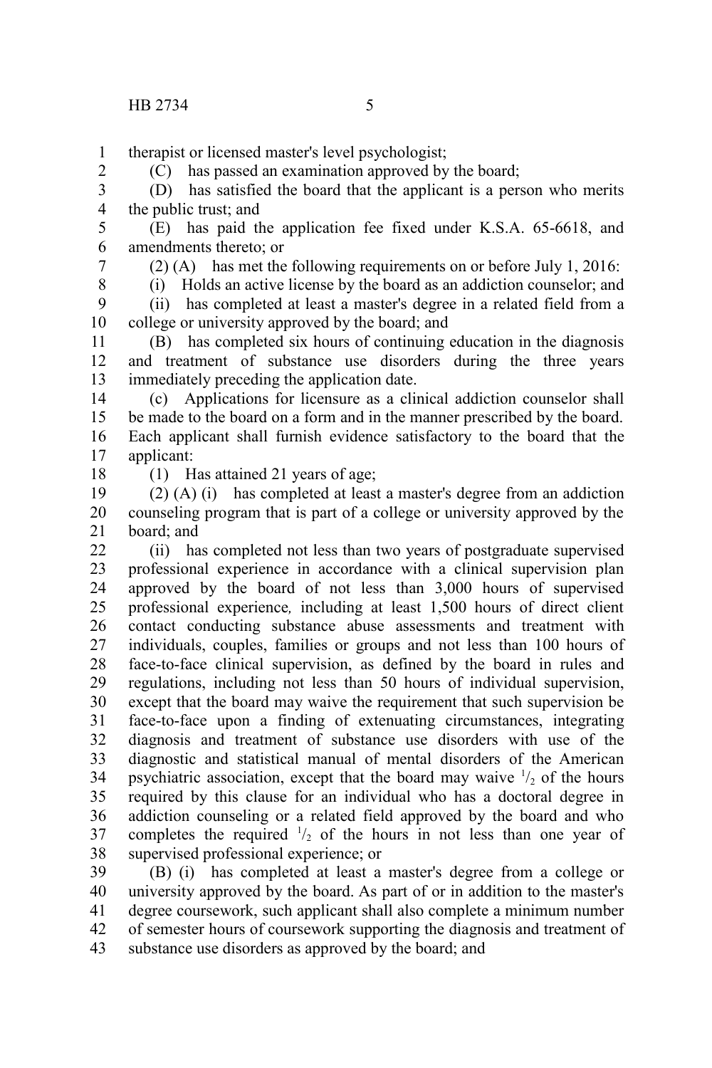therapist or licensed master's level psychologist;

(C) has passed an examination approved by the board;

(D) has satisfied the board that the applicant is a person who merits the public trust; and

(E) has paid the application fee fixed under K.S.A. 65-6618, and amendments thereto; or

(2) (A) has met the following requirements on or before July 1, 2016:

(i) Holds an active license by the board as an addiction counselor; and

(ii) has completed at least a master's degree in a related field from a college or university approved by the board; and

(B) has completed six hours of continuing education in the diagnosis and treatment of substance use disorders during the three years immediately preceding the application date.

(c) Applications for licensure as a clinical addiction counselor shall be made to the board on a form and in the manner prescribed by the board. Each applicant shall furnish evidence satisfactory to the board that the applicant:

(1) Has attained 21 years of age;

(2) (A) (i) has completed at least a master's degree from an addiction counseling program that is part of a college or university approved by the board; and

(ii) has completed not less than two years of postgraduate supervised professional experience in accordance with a clinical supervision plan approved by the board of not less than 3,000 hours of supervised professional experience*,* including at least 1,500 hours of direct client contact conducting substance abuse assessments and treatment with individuals, couples, families or groups and not less than 100 hours of face-to-face clinical supervision, as defined by the board in rules and regulations, including not less than 50 hours of individual supervision, except that the board may waive the requirement that such supervision be face-to-face upon a finding of extenuating circumstances, integrating diagnosis and treatment of substance use disorders with use of the diagnostic and statistical manual of mental disorders of the American psychiatric association, except that the board may waive $^{1}/_{2}$ of the hours required by this clause for an individual who has a doctoral degree in addiction counseling or a related field approved by the board and who completes the required $^{1}/_{2}$ of the hours in not less than one year of supervised professional experience; or

(B) (i) has completed at least a master's degree from a college or university approved by the board. As part of or in addition to the master's degree coursework, such applicant shall also complete a minimum number of semester hours of coursework supporting the diagnosis and treatment of substance use disorders as approved by the board; and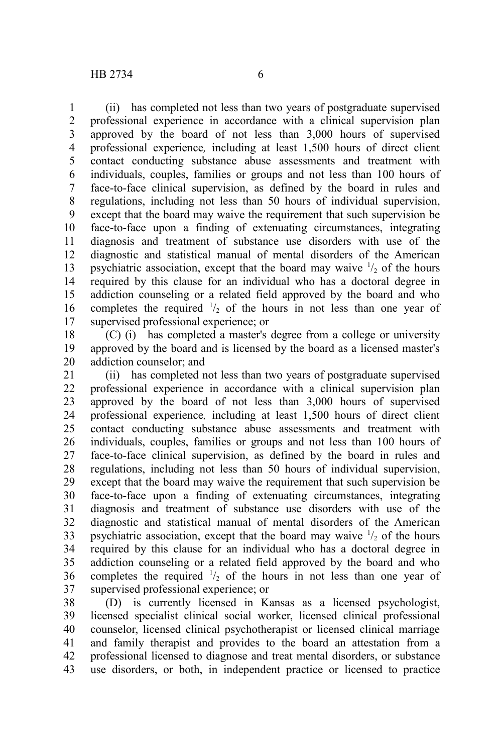(ii) has completed not less than two years of postgraduate supervised professional experience in accordance with a clinical supervision plan approved by the board of not less than 3,000 hours of supervised professional experience*,* including at least 1,500 hours of direct client contact conducting substance abuse assessments and treatment with individuals, couples, families or groups and not less than 100 hours of face-to-face clinical supervision, as defined by the board in rules and regulations, including not less than 50 hours of individual supervision, except that the board may waive the requirement that such supervision be face-to-face upon a finding of extenuating circumstances, integrating diagnosis and treatment of substance use disorders with use of the diagnostic and statistical manual of mental disorders of the American psychiatric association, except that the board may waive $^1/_2$ of the hours required by this clause for an individual who has a doctoral degree in addiction counseling or a related field approved by the board and who completes the required $^1/_2$ of the hours in not less than one year of supervised professional experience; or

(C) (i) has completed a master's degree from a college or university approved by the board and is licensed by the board as a licensed master's addiction counselor; and

(ii) has completed not less than two years of postgraduate supervised professional experience in accordance with a clinical supervision plan approved by the board of not less than 3,000 hours of supervised professional experience*,* including at least 1,500 hours of direct client contact conducting substance abuse assessments and treatment with individuals, couples, families or groups and not less than 100 hours of face-to-face clinical supervision, as defined by the board in rules and regulations, including not less than 50 hours of individual supervision, except that the board may waive the requirement that such supervision be face-to-face upon a finding of extenuating circumstances, integrating diagnosis and treatment of substance use disorders with use of the diagnostic and statistical manual of mental disorders of the American psychiatric association, except that the board may waive $^1/_2$ of the hours required by this clause for an individual who has a doctoral degree in addiction counseling or a related field approved by the board and who completes the required $^1/_2$ of the hours in not less than one year of supervised professional experience; or

(D) is currently licensed in Kansas as a licensed psychologist, licensed specialist clinical social worker, licensed clinical professional counselor, licensed clinical psychotherapist or licensed clinical marriage and family therapist and provides to the board an attestation from a professional licensed to diagnose and treat mental disorders, or substance use disorders, or both, in independent practice or licensed to practice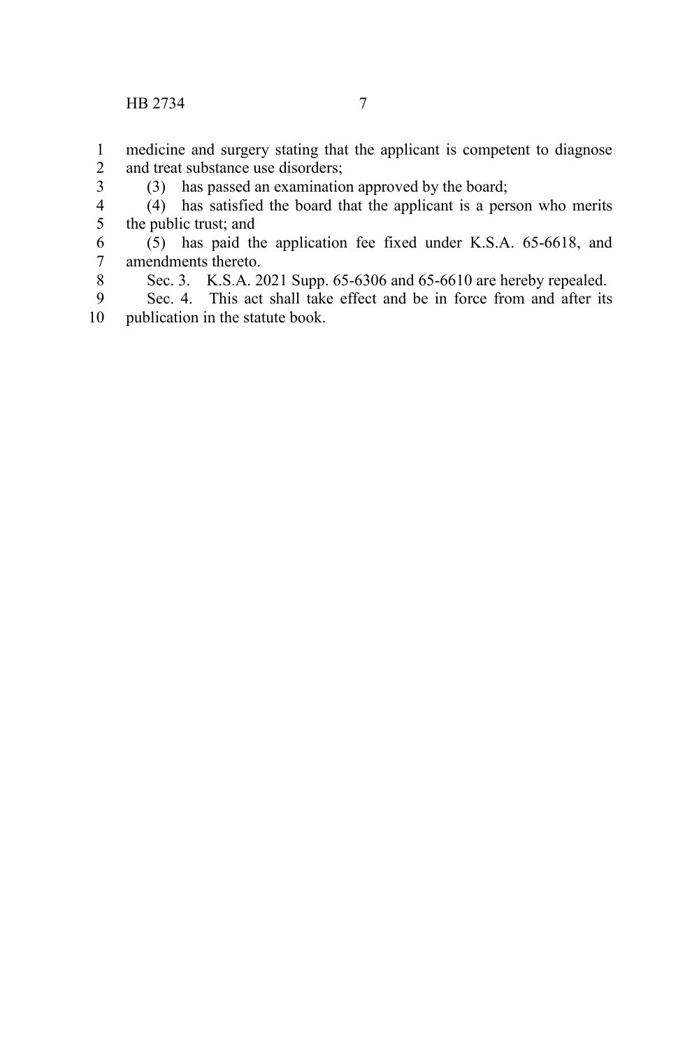medicine and surgery stating that the applicant is competent to diagnose and treat substance use disorders;

(3) has passed an examination approved by the board;

(4) has satisfied the board that the applicant is a person who merits the public trust; and

(5) has paid the application fee fixed under K.S.A. 65-6618, and amendments thereto.

Sec. 3. K.S.A. 2021 Supp. 65-6306 and 65-6610 are hereby repealed.

Sec. 4. This act shall take effect and be in force from and after its publication in the statute book.